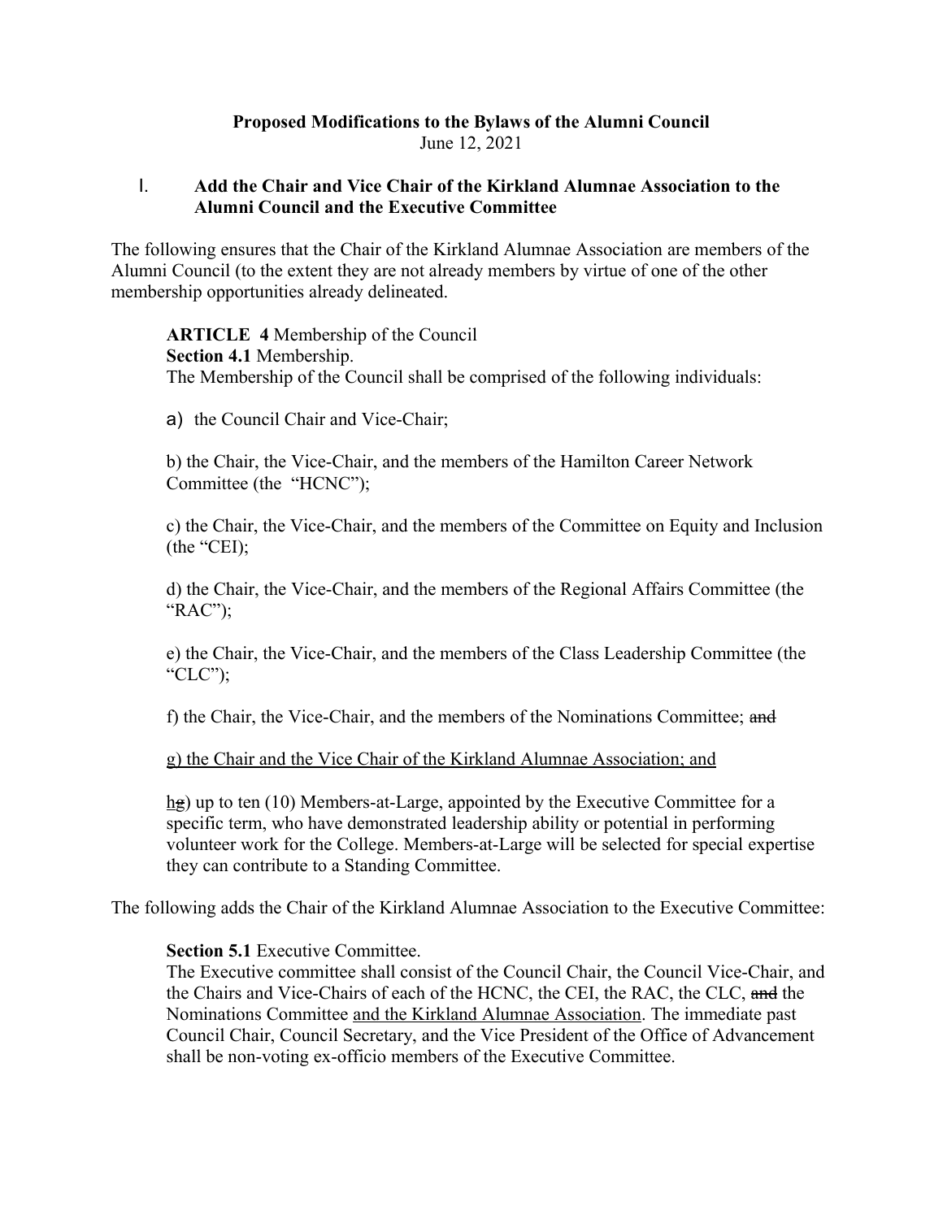**Proposed Modifications to the Bylaws of the Alumni Council**
June 12, 2021

## I. Add the Chair and Vice Chair of the Kirkland Alumnae Association to the Alumni Council and the Executive Committee

The following ensures that the Chair of the Kirkland Alumnae Association are members of the Alumni Council (to the extent they are not already members by virtue of one of the other membership opportunities already delineated.

> **ARTICLE 4** Membership of the Council
> **Section 4.1** Membership.
> The Membership of the Council shall be comprised of the following individuals:
>
> a) the Council Chair and Vice-Chair;
>
> b) the Chair, the Vice-Chair, and the members of the Hamilton Career Network Committee (the "HCNC");
>
> c) the Chair, the Vice-Chair, and the members of the Committee on Equity and Inclusion (the "CEI);
>
> d) the Chair, the Vice-Chair, and the members of the Regional Affairs Committee (the "RAC");
>
> e) the Chair, the Vice-Chair, and the members of the Class Leadership Committee (the "CLC");
>
> f) the Chair, the Vice-Chair, and the members of the Nominations Committee; ~~and~~
>
> <u>g) the Chair and the Vice Chair of the Kirkland Alumnae Association; and</u>
>
> <u>h</u>~~g~~) up to ten (10) Members-at-Large, appointed by the Executive Committee for a specific term, who have demonstrated leadership ability or potential in performing volunteer work for the College. Members-at-Large will be selected for special expertise they can contribute to a Standing Committee.

The following adds the Chair of the Kirkland Alumnae Association to the Executive Committee:

> **Section 5.1** Executive Committee.
> The Executive committee shall consist of the Council Chair, the Council Vice-Chair, and the Chairs and Vice-Chairs of each of the HCNC, the CEI, the RAC, the CLC, ~~and~~ the Nominations Committee <u>and the Kirkland Alumnae Association</u>. The immediate past Council Chair, Council Secretary, and the Vice President of the Office of Advancement shall be non-voting ex-officio members of the Executive Committee.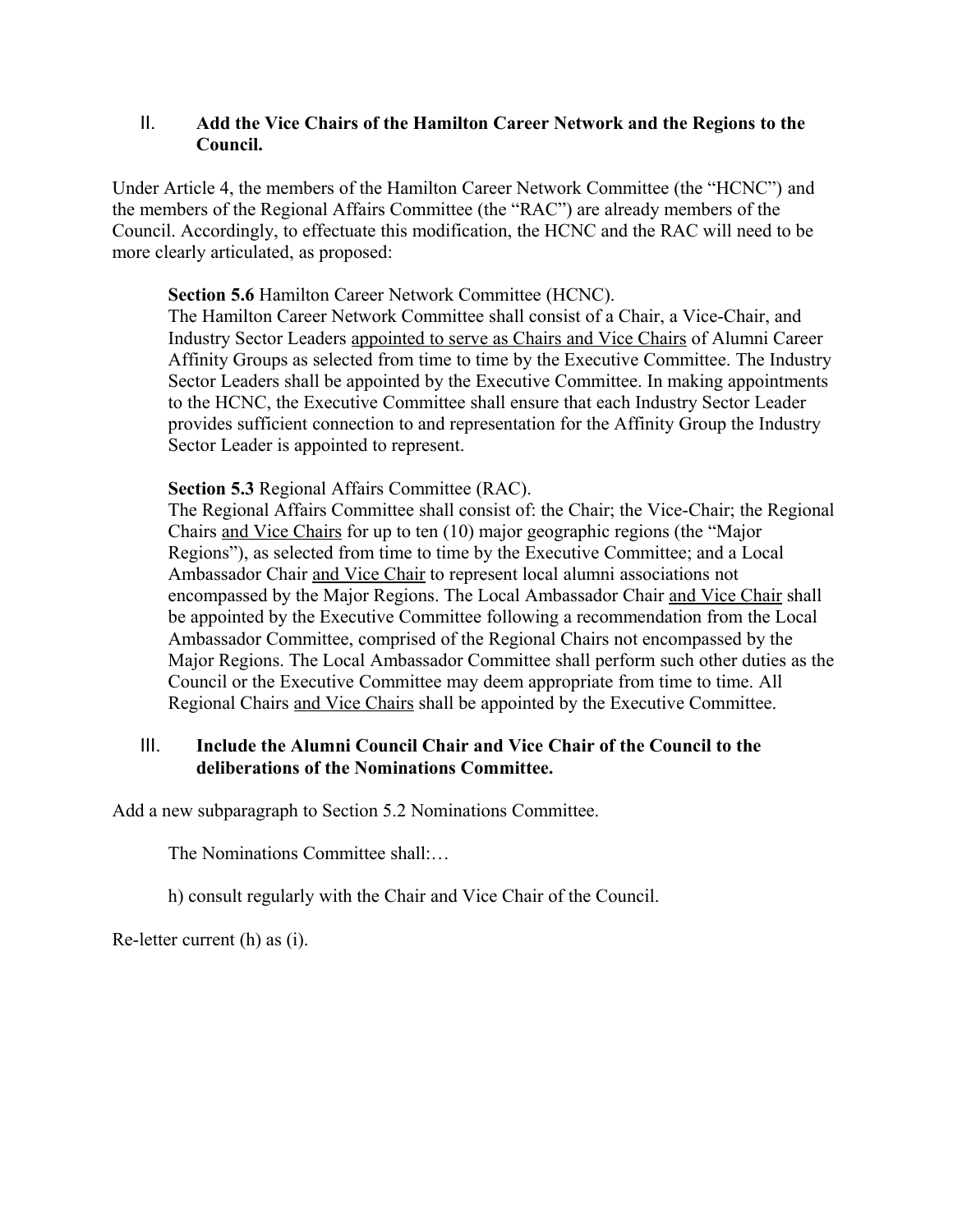## II. Add the Vice Chairs of the Hamilton Career Network and the Regions to the Council.

Under Article 4, the members of the Hamilton Career Network Committee (the "HCNC") and the members of the Regional Affairs Committee (the "RAC") are already members of the Council. Accordingly, to effectuate this modification, the HCNC and the RAC will need to be more clearly articulated, as proposed:

> **Section 5.6** Hamilton Career Network Committee (HCNC).
> The Hamilton Career Network Committee shall consist of a Chair, a Vice-Chair, and Industry Sector Leaders <u>appointed to serve as Chairs and Vice Chairs</u> of Alumni Career Affinity Groups as selected from time to time by the Executive Committee. The Industry Sector Leaders shall be appointed by the Executive Committee. In making appointments to the HCNC, the Executive Committee shall ensure that each Industry Sector Leader provides sufficient connection to and representation for the Affinity Group the Industry Sector Leader is appointed to represent.
>
> **Section 5.3** Regional Affairs Committee (RAC).
> The Regional Affairs Committee shall consist of: the Chair; the Vice-Chair; the Regional Chairs <u>and Vice Chairs</u> for up to ten (10) major geographic regions (the "Major Regions"), as selected from time to time by the Executive Committee; and a Local Ambassador Chair <u>and Vice Chair</u> to represent local alumni associations not encompassed by the Major Regions. The Local Ambassador Chair <u>and Vice Chair</u> shall be appointed by the Executive Committee following a recommendation from the Local Ambassador Committee, comprised of the Regional Chairs not encompassed by the Major Regions. The Local Ambassador Committee shall perform such other duties as the Council or the Executive Committee may deem appropriate from time to time. All Regional Chairs <u>and Vice Chairs</u> shall be appointed by the Executive Committee.

## III. Include the Alumni Council Chair and Vice Chair of the Council to the deliberations of the Nominations Committee.

Add a new subparagraph to Section 5.2 Nominations Committee.

> The Nominations Committee shall:…
>
> h) consult regularly with the Chair and Vice Chair of the Council.

Re-letter current (h) as (i).